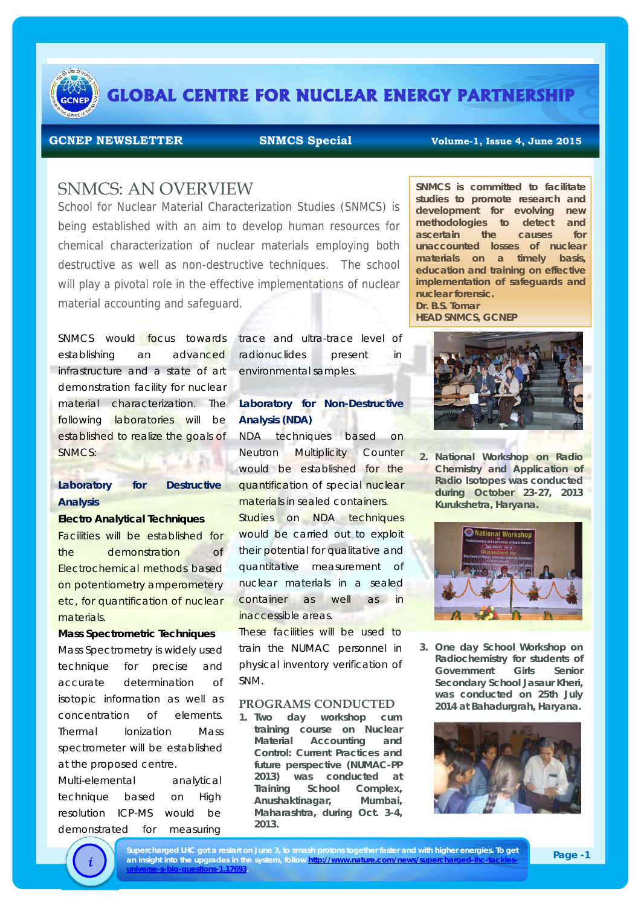# GLOBAL CENTRE FOR NUCLEAR ENERGY PARTNERSHIP

**GCNEP NEWSLETTER** | **SNMCS Special** | **Volume-1, Issue 4, June 2015**

## SNMCS: AN OVERVIEW

School for Nuclear Material Characterization Studies (SNMCS) is being established with an aim to develop human resources for chemical characterization of nuclear materials employing both destructive as well as non-destructive techniques. The school will play a pivotal role in the effective implementations of nuclear material accounting and safeguard.

SNMCS would focus towards establishing an advanced infrastructure and a state of art demonstration facility for nuclear material characterization. The following laboratories will be established to realize the goals of SNMCS:

### Laboratory for Destructive Analysis

**Electro Analytical Techniques**

Facilities will be established for the demonstration of Electrochemical methods based on potentiometry amperometery etc, for quantification of nuclear materials.

**Mass Spectrometric Techniques**

Mass Spectrometry is widely used technique for precise and accurate determination of isotopic information as well as concentration of elements. Thermal Ionization Mass spectrometer will be established at the proposed centre.

Multi-elemental analytical technique based on High resolution ICP-MS would be demonstrated for measuring trace and ultra-trace level of radionuclides present in environmental samples.

### Laboratory for Non-Destructive Analysis (NDA)

NDA techniques based on Neutron Multiplicity Counter would be established for the quantification of special nuclear materials in sealed containers.

Studies on NDA techniques would be carried out to exploit their potential for qualitative and quantitative measurement of nuclear materials in a sealed container as well as in inaccessible areas.

These facilities will be used to train the NUMAC personnel in physical inventory verification of SNM.

## PROGRAMS CONDUCTED

1. **Two day workshop cum training course on Nuclear Material Accounting and Control: Current Practices and future perspective (NUMAC-PP 2013) was conducted at Training School Complex, Anushaktinagar, Mumbai, Maharashtra, during Oct. 3-4, 2013.**
2. **National Workshop on Radio Chemistry and Application of Radio Isotopes was conducted during October 23-27, 2013 Kurukshetra, Haryana.**
3. **One day School Workshop on Radiochemistry for students of Government Girls Senior Secondary School Jasaur Kheri, was conducted on 25th July 2014 at Bahadurgrah, Haryana.**

**SNMCS is committed to facilitate studies to promote research and development for evolving new methodologies to detect and ascertain the causes for unaccounted losses of nuclear materials on a timely basis, education and training on effective implementation of safeguards and nuclear forensic.**
**Dr. B.S. Tomar**
**HEAD SNMCS, GCNEP**

**Supercharged LHC got a restart on June 3, to smash protons together faster and with higher energies. To get an insight into the upgrades in the system, follow http://www.nature.com/news/supercharged-lhc-tackles-universe-s-big-questions-1.17693.**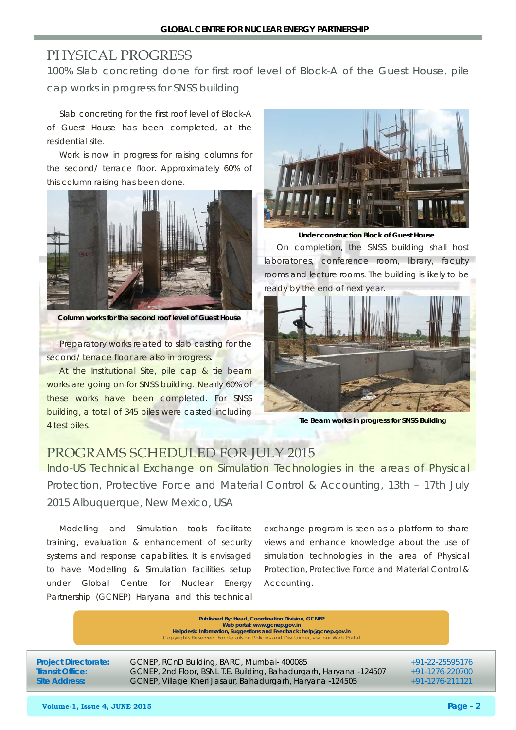# PHYSICAL PROGRESS

## 100% Slab concreting done for first roof level of Block-A of the Guest House, pile cap works in progress for SNSS building

Slab concreting for the first roof level of Block-A of Guest House has been completed, at the residential site.

Work is now in progress for raising columns for the second/ terrace floor. Approximately 60% of this column raising has been done.

**Column works for the second roof level of Guest House**

Preparatory works related to slab casting for the second/ terrace floor are also in progress.

At the Institutional Site, pile cap & tie beam works are going on for SNSS building. Nearly 60% of these works have been completed. For SNSS building, a total of 345 piles were casted including 4 test piles.

**Under construction Block of Guest House**

On completion, the SNSS building shall host laboratories, conference room, library, faculty rooms and lecture rooms. The building is likely to be ready by the end of next year.

**Tie Beam works in progress for SNSS Building**

# PROGRAMS SCHEDULED FOR JULY 2015

## Indo-US Technical Exchange on Simulation Technologies in the areas of Physical Protection, Protective Force and Material Control & Accounting, 13th – 17th July 2015 Albuquerque, New Mexico, USA

Modelling and Simulation tools facilitate training, evaluation & enhancement of security systems and response capabilities. It is envisaged to have Modelling & Simulation facilities setup under Global Centre for Nuclear Energy Partnership (GCNEP) Haryana and this technical exchange program is seen as a platform to share views and enhance knowledge about the use of simulation technologies in the area of Physical Protection, Protective Force and Material Control & Accounting.

**Published By: Head, Coordination Division, GCNEP**
**Web portal: www.gcnep.gov.in**
**Helpdesk: Information, Suggestions and Feedback: help@gcnep.gov.in**
Copyrights Reserved. For details on Policies and Disclaimer, visit our Web Portal

| | | |
|---|---|---|
| **Project Directorate:** | GCNEP, RCnD Building, BARC, Mumbai- 400085 | +91-22-25595176 |
| **Transit Office:** | GCNEP, 2nd Floor, BSNL T.E. Building, Bahadurgarh, Haryana -124507 | +91-1276-220700 |
| **Site Address:** | GCNEP, Village Kheri Jasaur, Bahadurgarh, Haryana -124505 | +91-1276-211121 |